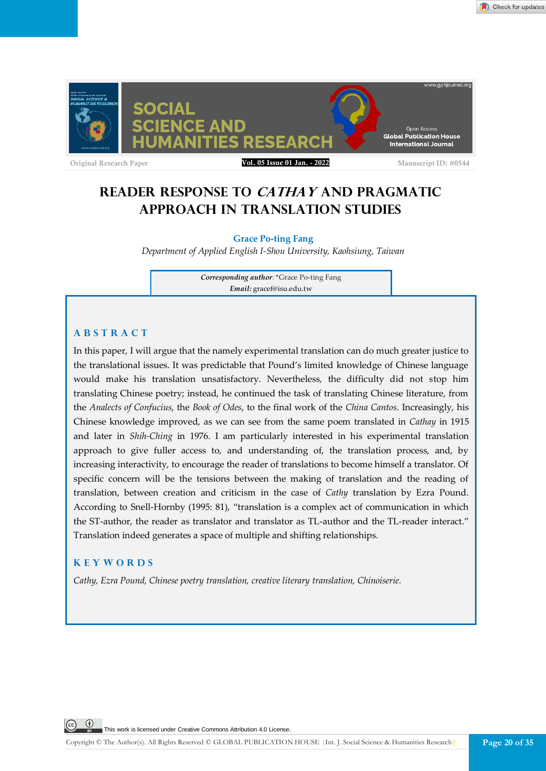Original Research Paper

# READER RESPONSE TO *CATHAY* AND PRAGMATIC APPROACH IN TRANSLATION STUDIES

**Grace Po-ting Fang**

*Department of Applied English I-Shou University, Kaohsiung, Taiwan*

***Corresponding author***: *Grace Po-ting Fang
***Email:*** gracef@isu.edu.tw

## ABSTRACT

In this paper, I will argue that the namely experimental translation can do much greater justice to the translational issues. It was predictable that Pound's limited knowledge of Chinese language would make his translation unsatisfactory. Nevertheless, the difficulty did not stop him translating Chinese poetry; instead, he continued the task of translating Chinese literature, from the *Analects of Confucius*, the *Book of Odes*, to the final work of the *China Cantos*. Increasingly, his Chinese knowledge improved, as we can see from the same poem translated in *Cathay* in 1915 and later in *Shih-Ching* in 1976. I am particularly interested in his experimental translation approach to give fuller access to, and understanding of, the translation process, and, by increasing interactivity, to encourage the reader of translations to become himself a translator. Of specific concern will be the tensions between the making of translation and the reading of translation, between creation and criticism in the case of *Cathy* translation by Ezra Pound. According to Snell-Hornby (1995: 81), "translation is a complex act of communication in which the ST-author, the reader as translator and translator as TL-author and the TL-reader interact." Translation indeed generates a space of multiple and shifting relationships.

## KEYWORDS

*Cathy, Ezra Pound, Chinese poetry translation, creative literary translation, Chinoiserie.*

This work is licensed under Creative Commons Attribution 4.0 License.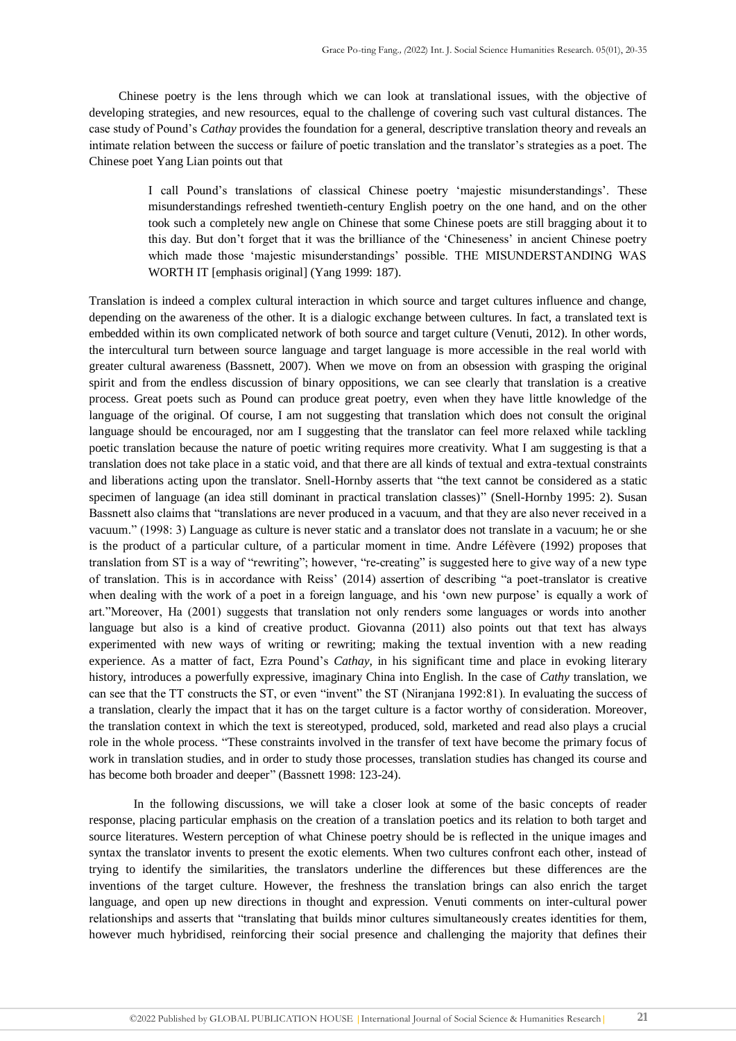Chinese poetry is the lens through which we can look at translational issues, with the objective of developing strategies, and new resources, equal to the challenge of covering such vast cultural distances. The case study of Pound's *Cathay* provides the foundation for a general, descriptive translation theory and reveals an intimate relation between the success or failure of poetic translation and the translator's strategies as a poet. The Chinese poet Yang Lian points out that

> I call Pound's translations of classical Chinese poetry 'majestic misunderstandings'. These misunderstandings refreshed twentieth-century English poetry on the one hand, and on the other took such a completely new angle on Chinese that some Chinese poets are still bragging about it to this day. But don't forget that it was the brilliance of the 'Chineseness' in ancient Chinese poetry which made those 'majestic misunderstandings' possible. THE MISUNDERSTANDING WAS WORTH IT [emphasis original] (Yang 1999: 187).

Translation is indeed a complex cultural interaction in which source and target cultures influence and change, depending on the awareness of the other. It is a dialogic exchange between cultures. In fact, a translated text is embedded within its own complicated network of both source and target culture (Venuti, 2012). In other words, the intercultural turn between source language and target language is more accessible in the real world with greater cultural awareness (Bassnett, 2007). When we move on from an obsession with grasping the original spirit and from the endless discussion of binary oppositions, we can see clearly that translation is a creative process. Great poets such as Pound can produce great poetry, even when they have little knowledge of the language of the original. Of course, I am not suggesting that translation which does not consult the original language should be encouraged, nor am I suggesting that the translator can feel more relaxed while tackling poetic translation because the nature of poetic writing requires more creativity. What I am suggesting is that a translation does not take place in a static void, and that there are all kinds of textual and extra-textual constraints and liberations acting upon the translator. Snell-Hornby asserts that "the text cannot be considered as a static specimen of language (an idea still dominant in practical translation classes)" (Snell-Hornby 1995: 2). Susan Bassnett also claims that "translations are never produced in a vacuum, and that they are also never received in a vacuum." (1998: 3) Language as culture is never static and a translator does not translate in a vacuum; he or she is the product of a particular culture, of a particular moment in time. Andre Léfèvere (1992) proposes that translation from ST is a way of "rewriting"; however, "re-creating" is suggested here to give way of a new type of translation. This is in accordance with Reiss' (2014) assertion of describing "a poet-translator is creative when dealing with the work of a poet in a foreign language, and his 'own new purpose' is equally a work of art."Moreover, Ha (2001) suggests that translation not only renders some languages or words into another language but also is a kind of creative product. Giovanna (2011) also points out that text has always experimented with new ways of writing or rewriting; making the textual invention with a new reading experience. As a matter of fact, Ezra Pound's *Cathay*, in his significant time and place in evoking literary history, introduces a powerfully expressive, imaginary China into English. In the case of *Cathy* translation, we can see that the TT constructs the ST, or even "invent" the ST (Niranjana 1992:81). In evaluating the success of a translation, clearly the impact that it has on the target culture is a factor worthy of consideration. Moreover, the translation context in which the text is stereotyped, produced, sold, marketed and read also plays a crucial role in the whole process. "These constraints involved in the transfer of text have become the primary focus of work in translation studies, and in order to study those processes, translation studies has changed its course and has become both broader and deeper" (Bassnett 1998: 123-24).

In the following discussions, we will take a closer look at some of the basic concepts of reader response, placing particular emphasis on the creation of a translation poetics and its relation to both target and source literatures. Western perception of what Chinese poetry should be is reflected in the unique images and syntax the translator invents to present the exotic elements. When two cultures confront each other, instead of trying to identify the similarities, the translators underline the differences but these differences are the inventions of the target culture. However, the freshness the translation brings can also enrich the target language, and open up new directions in thought and expression. Venuti comments on inter-cultural power relationships and asserts that "translating that builds minor cultures simultaneously creates identities for them, however much hybridised, reinforcing their social presence and challenging the majority that defines their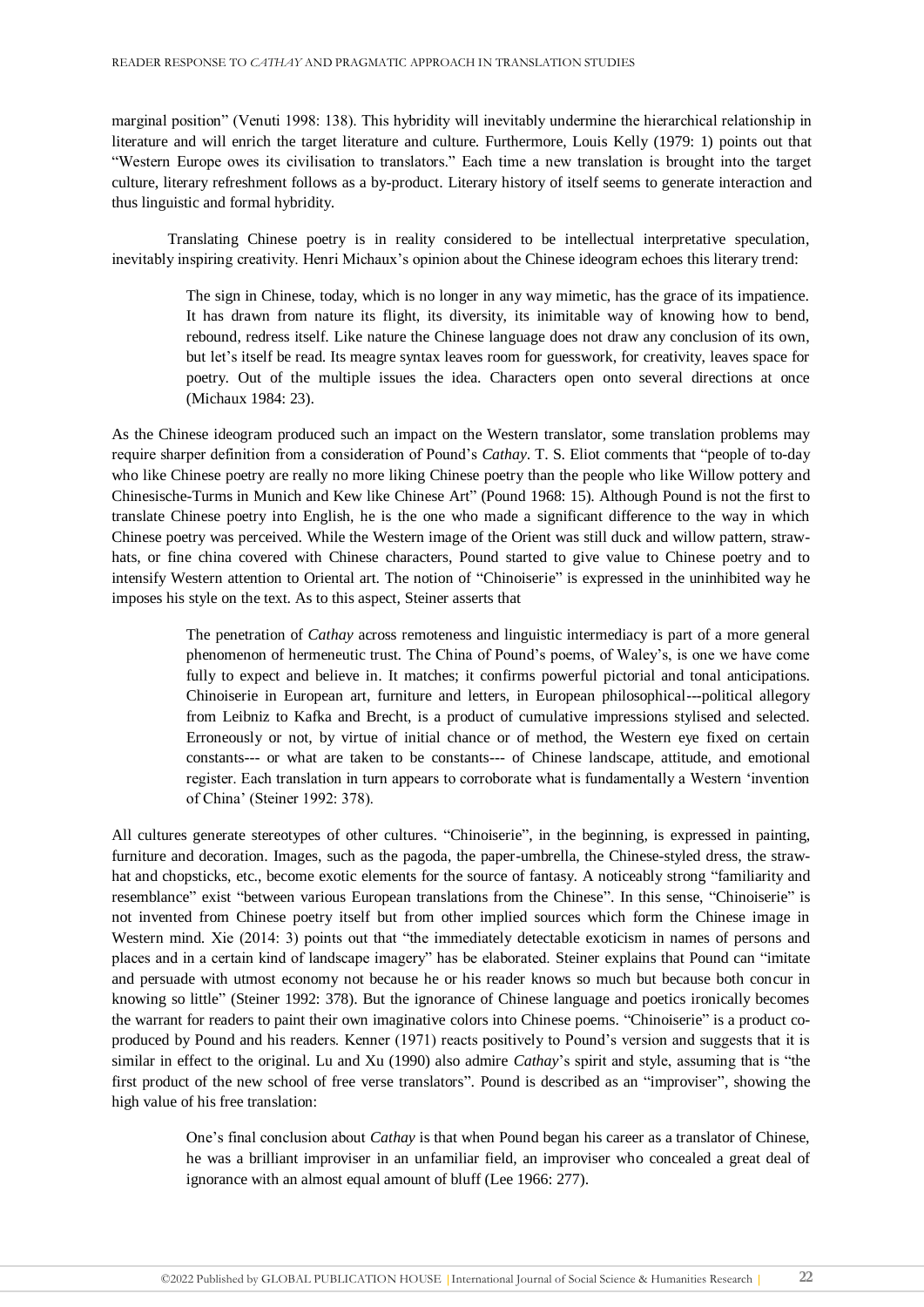marginal position" (Venuti 1998: 138). This hybridity will inevitably undermine the hierarchical relationship in literature and will enrich the target literature and culture. Furthermore, Louis Kelly (1979: 1) points out that "Western Europe owes its civilisation to translators." Each time a new translation is brought into the target culture, literary refreshment follows as a by-product. Literary history of itself seems to generate interaction and thus linguistic and formal hybridity.

Translating Chinese poetry is in reality considered to be intellectual interpretative speculation, inevitably inspiring creativity. Henri Michaux's opinion about the Chinese ideogram echoes this literary trend:

> The sign in Chinese, today, which is no longer in any way mimetic, has the grace of its impatience. It has drawn from nature its flight, its diversity, its inimitable way of knowing how to bend, rebound, redress itself. Like nature the Chinese language does not draw any conclusion of its own, but let's itself be read. Its meagre syntax leaves room for guesswork, for creativity, leaves space for poetry. Out of the multiple issues the idea. Characters open onto several directions at once (Michaux 1984: 23).

As the Chinese ideogram produced such an impact on the Western translator, some translation problems may require sharper definition from a consideration of Pound's *Cathay*. T. S. Eliot comments that "people of to-day who like Chinese poetry are really no more liking Chinese poetry than the people who like Willow pottery and Chinesische-Turms in Munich and Kew like Chinese Art" (Pound 1968: 15). Although Pound is not the first to translate Chinese poetry into English, he is the one who made a significant difference to the way in which Chinese poetry was perceived. While the Western image of the Orient was still duck and willow pattern, straw-hats, or fine china covered with Chinese characters, Pound started to give value to Chinese poetry and to intensify Western attention to Oriental art. The notion of "Chinoiserie" is expressed in the uninhibited way he imposes his style on the text. As to this aspect, Steiner asserts that

> The penetration of *Cathay* across remoteness and linguistic intermediacy is part of a more general phenomenon of hermeneutic trust. The China of Pound's poems, of Waley's, is one we have come fully to expect and believe in. It matches; it confirms powerful pictorial and tonal anticipations. Chinoiserie in European art, furniture and letters, in European philosophical---political allegory from Leibniz to Kafka and Brecht, is a product of cumulative impressions stylised and selected. Erroneously or not, by virtue of initial chance or of method, the Western eye fixed on certain constants--- or what are taken to be constants--- of Chinese landscape, attitude, and emotional register. Each translation in turn appears to corroborate what is fundamentally a Western 'invention of China' (Steiner 1992: 378).

All cultures generate stereotypes of other cultures. "Chinoiserie", in the beginning, is expressed in painting, furniture and decoration. Images, such as the pagoda, the paper-umbrella, the Chinese-styled dress, the straw-hat and chopsticks, etc., become exotic elements for the source of fantasy. A noticeably strong "familiarity and resemblance" exist "between various European translations from the Chinese". In this sense, "Chinoiserie" is not invented from Chinese poetry itself but from other implied sources which form the Chinese image in Western mind. Xie (2014: 3) points out that "the immediately detectable exoticism in names of persons and places and in a certain kind of landscape imagery" has be elaborated. Steiner explains that Pound can "imitate and persuade with utmost economy not because he or his reader knows so much but because both concur in knowing so little" (Steiner 1992: 378). But the ignorance of Chinese language and poetics ironically becomes the warrant for readers to paint their own imaginative colors into Chinese poems. "Chinoiserie" is a product co-produced by Pound and his readers. Kenner (1971) reacts positively to Pound's version and suggests that it is similar in effect to the original. Lu and Xu (1990) also admire *Cathay*'s spirit and style, assuming that is "the first product of the new school of free verse translators". Pound is described as an "improviser", showing the high value of his free translation:

> One's final conclusion about *Cathay* is that when Pound began his career as a translator of Chinese, he was a brilliant improviser in an unfamiliar field, an improviser who concealed a great deal of ignorance with an almost equal amount of bluff (Lee 1966: 277).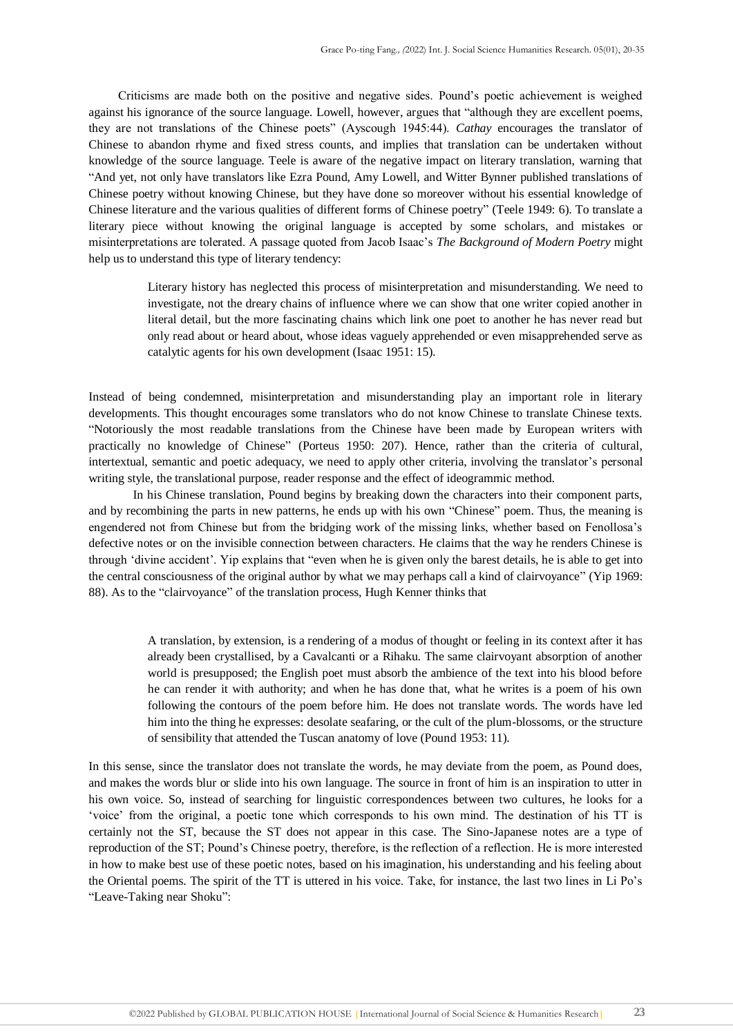Criticisms are made both on the positive and negative sides. Pound's poetic achievement is weighed against his ignorance of the source language. Lowell, however, argues that "although they are excellent poems, they are not translations of the Chinese poets" (Ayscough 1945:44). *Cathay* encourages the translator of Chinese to abandon rhyme and fixed stress counts, and implies that translation can be undertaken without knowledge of the source language. Teele is aware of the negative impact on literary translation, warning that "And yet, not only have translators like Ezra Pound, Amy Lowell, and Witter Bynner published translations of Chinese poetry without knowing Chinese, but they have done so moreover without his essential knowledge of Chinese literature and the various qualities of different forms of Chinese poetry" (Teele 1949: 6). To translate a literary piece without knowing the original language is accepted by some scholars, and mistakes or misinterpretations are tolerated. A passage quoted from Jacob Isaac's *The Background of Modern Poetry* might help us to understand this type of literary tendency:

> Literary history has neglected this process of misinterpretation and misunderstanding. We need to investigate, not the dreary chains of influence where we can show that one writer copied another in literal detail, but the more fascinating chains which link one poet to another he has never read but only read about or heard about, whose ideas vaguely apprehended or even misapprehended serve as catalytic agents for his own development (Isaac 1951: 15).

Instead of being condemned, misinterpretation and misunderstanding play an important role in literary developments. This thought encourages some translators who do not know Chinese to translate Chinese texts. "Notoriously the most readable translations from the Chinese have been made by European writers with practically no knowledge of Chinese" (Porteus 1950: 207). Hence, rather than the criteria of cultural, intertextual, semantic and poetic adequacy, we need to apply other criteria, involving the translator's personal writing style, the translational purpose, reader response and the effect of ideogrammic method.

In his Chinese translation, Pound begins by breaking down the characters into their component parts, and by recombining the parts in new patterns, he ends up with his own "Chinese" poem. Thus, the meaning is engendered not from Chinese but from the bridging work of the missing links, whether based on Fenollosa's defective notes or on the invisible connection between characters. He claims that the way he renders Chinese is through 'divine accident'. Yip explains that "even when he is given only the barest details, he is able to get into the central consciousness of the original author by what we may perhaps call a kind of clairvoyance" (Yip 1969: 88). As to the "clairvoyance" of the translation process, Hugh Kenner thinks that

> A translation, by extension, is a rendering of a modus of thought or feeling in its context after it has already been crystallised, by a Cavalcanti or a Rihaku. The same clairvoyant absorption of another world is presupposed; the English poet must absorb the ambience of the text into his blood before he can render it with authority; and when he has done that, what he writes is a poem of his own following the contours of the poem before him. He does not translate words. The words have led him into the thing he expresses: desolate seafaring, or the cult of the plum-blossoms, or the structure of sensibility that attended the Tuscan anatomy of love (Pound 1953: 11).

In this sense, since the translator does not translate the words, he may deviate from the poem, as Pound does, and makes the words blur or slide into his own language. The source in front of him is an inspiration to utter in his own voice. So, instead of searching for linguistic correspondences between two cultures, he looks for a 'voice' from the original, a poetic tone which corresponds to his own mind. The destination of his TT is certainly not the ST, because the ST does not appear in this case. The Sino-Japanese notes are a type of reproduction of the ST; Pound's Chinese poetry, therefore, is the reflection of a reflection. He is more interested in how to make best use of these poetic notes, based on his imagination, his understanding and his feeling about the Oriental poems. The spirit of the TT is uttered in his voice. Take, for instance, the last two lines in Li Po's "Leave-Taking near Shoku":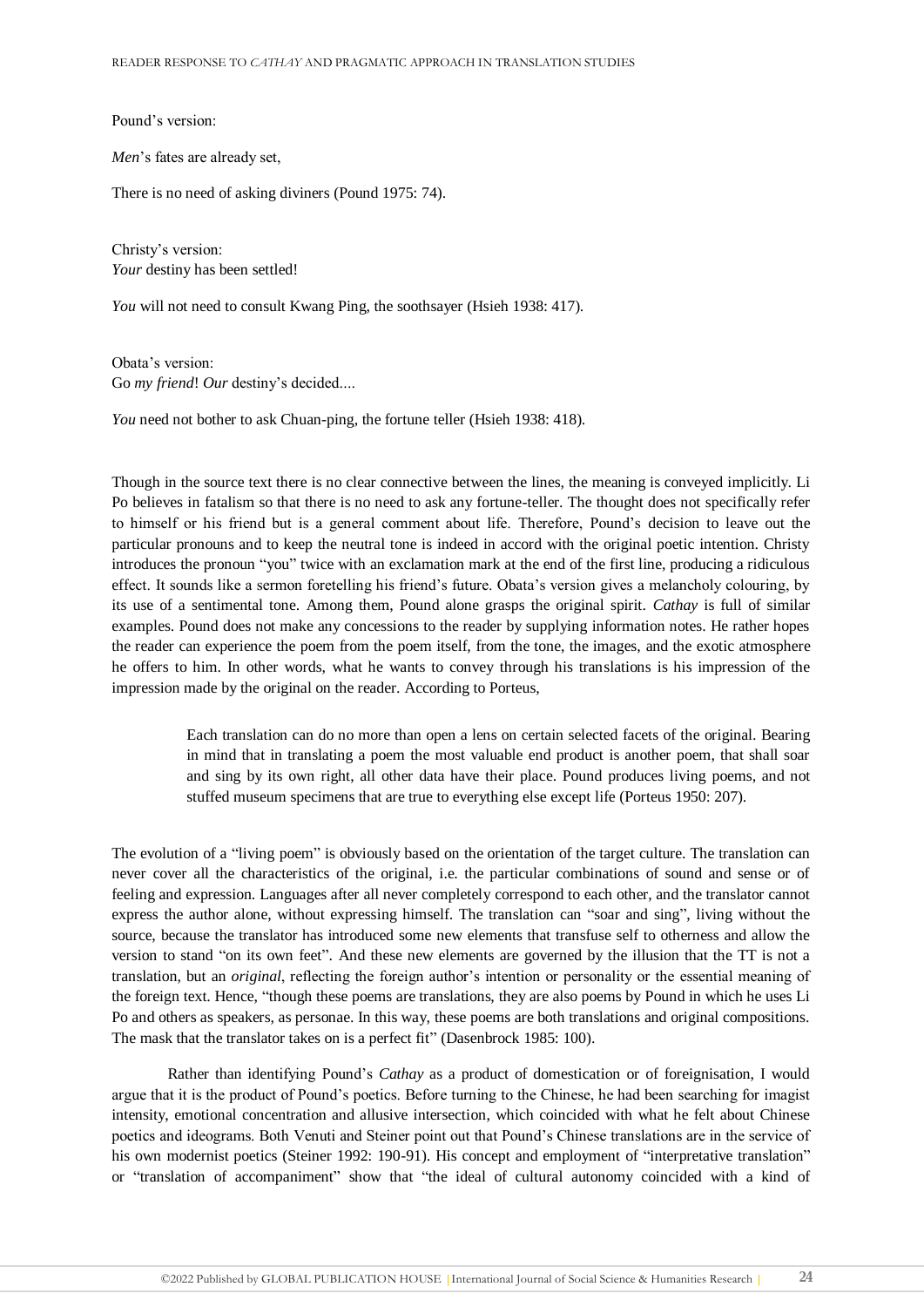Pound's version:

*Men*'s fates are already set,

There is no need of asking diviners (Pound 1975: 74).

Christy's version:
*Your* destiny has been settled!

*You* will not need to consult Kwang Ping, the soothsayer (Hsieh 1938: 417).

Obata's version:
Go *my friend*! *Our* destiny's decided....

*You* need not bother to ask Chuan-ping, the fortune teller (Hsieh 1938: 418).

Though in the source text there is no clear connective between the lines, the meaning is conveyed implicitly. Li Po believes in fatalism so that there is no need to ask any fortune-teller. The thought does not specifically refer to himself or his friend but is a general comment about life. Therefore, Pound's decision to leave out the particular pronouns and to keep the neutral tone is indeed in accord with the original poetic intention. Christy introduces the pronoun "you" twice with an exclamation mark at the end of the first line, producing a ridiculous effect. It sounds like a sermon foretelling his friend's future. Obata's version gives a melancholy colouring, by its use of a sentimental tone. Among them, Pound alone grasps the original spirit. *Cathay* is full of similar examples. Pound does not make any concessions to the reader by supplying information notes. He rather hopes the reader can experience the poem from the poem itself, from the tone, the images, and the exotic atmosphere he offers to him. In other words, what he wants to convey through his translations is his impression of the impression made by the original on the reader. According to Porteus,

> Each translation can do no more than open a lens on certain selected facets of the original. Bearing in mind that in translating a poem the most valuable end product is another poem, that shall soar and sing by its own right, all other data have their place. Pound produces living poems, and not stuffed museum specimens that are true to everything else except life (Porteus 1950: 207).

The evolution of a "living poem" is obviously based on the orientation of the target culture. The translation can never cover all the characteristics of the original, i.e. the particular combinations of sound and sense or of feeling and expression. Languages after all never completely correspond to each other, and the translator cannot express the author alone, without expressing himself. The translation can "soar and sing", living without the source, because the translator has introduced some new elements that transfuse self to otherness and allow the version to stand "on its own feet". And these new elements are governed by the illusion that the TT is not a translation, but an *original*, reflecting the foreign author's intention or personality or the essential meaning of the foreign text. Hence, "though these poems are translations, they are also poems by Pound in which he uses Li Po and others as speakers, as personae. In this way, these poems are both translations and original compositions. The mask that the translator takes on is a perfect fit" (Dasenbrock 1985: 100).

Rather than identifying Pound's *Cathay* as a product of domestication or of foreignisation, I would argue that it is the product of Pound's poetics. Before turning to the Chinese, he had been searching for imagist intensity, emotional concentration and allusive intersection, which coincided with what he felt about Chinese poetics and ideograms. Both Venuti and Steiner point out that Pound's Chinese translations are in the service of his own modernist poetics (Steiner 1992: 190-91). His concept and employment of "interpretative translation" or "translation of accompaniment" show that "the ideal of cultural autonomy coincided with a kind of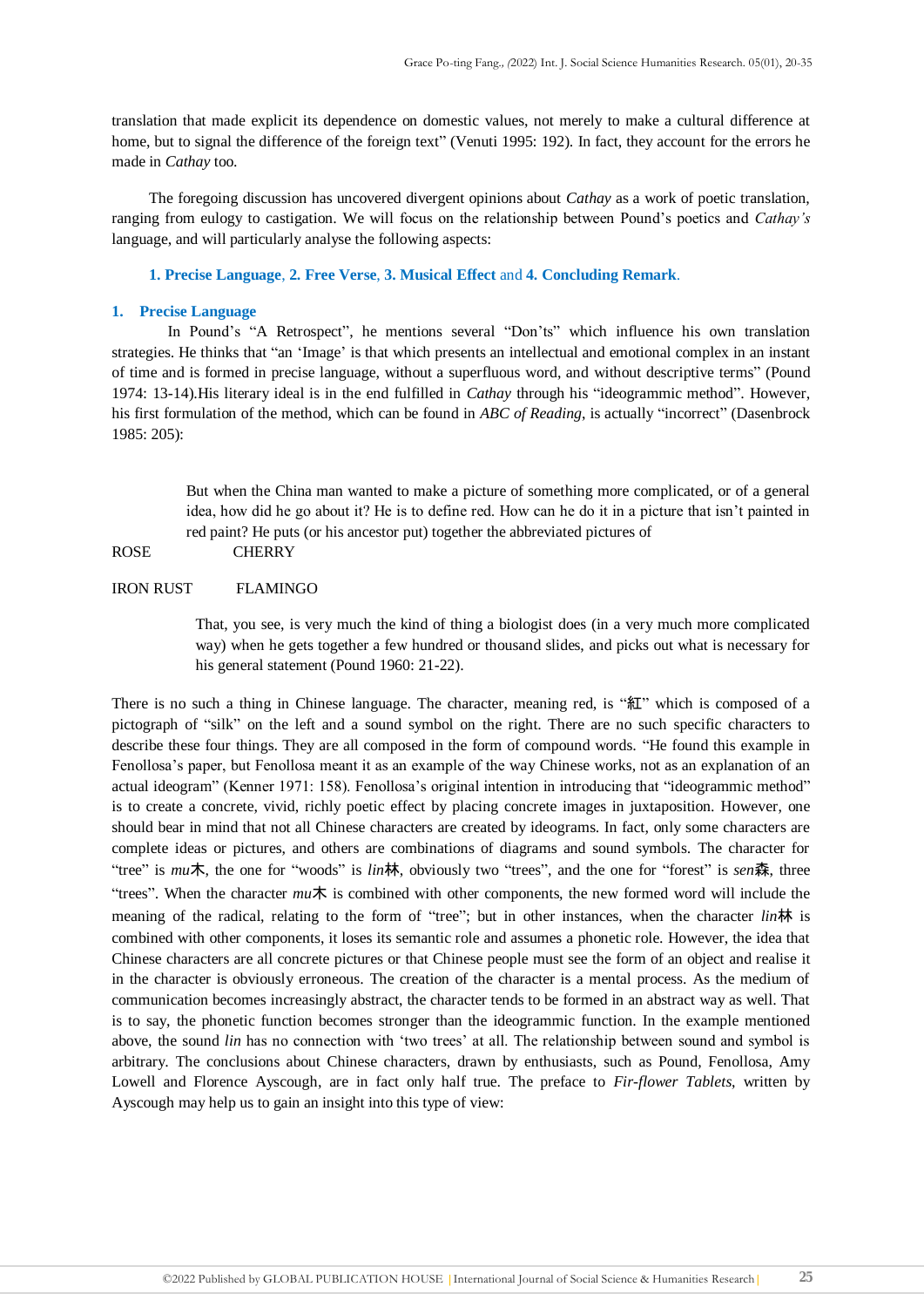translation that made explicit its dependence on domestic values, not merely to make a cultural difference at home, but to signal the difference of the foreign text" (Venuti 1995: 192). In fact, they account for the errors he made in *Cathay* too.

The foregoing discussion has uncovered divergent opinions about *Cathay* as a work of poetic translation, ranging from eulogy to castigation. We will focus on the relationship between Pound's poetics and *Cathay's* language, and will particularly analyse the following aspects:

**1. Precise Language**, **2. Free Verse**, **3. Musical Effect** and **4. Concluding Remark**.

## 1. Precise Language

In Pound's "A Retrospect", he mentions several "Don'ts" which influence his own translation strategies. He thinks that "an 'Image' is that which presents an intellectual and emotional complex in an instant of time and is formed in precise language, without a superfluous word, and without descriptive terms" (Pound 1974: 13-14).His literary ideal is in the end fulfilled in *Cathay* through his "ideogrammic method". However, his first formulation of the method, which can be found in *ABC of Reading*, is actually "incorrect" (Dasenbrock 1985: 205):

> But when the China man wanted to make a picture of something more complicated, or of a general idea, how did he go about it? He is to define red. How can he do it in a picture that isn't painted in red paint? He puts (or his ancestor put) together the abbreviated pictures of

ROSE CHERRY

IRON RUST FLAMINGO

> That, you see, is very much the kind of thing a biologist does (in a very much more complicated way) when he gets together a few hundred or thousand slides, and picks out what is necessary for his general statement (Pound 1960: 21-22).

There is no such a thing in Chinese language. The character, meaning red, is "紅" which is composed of a pictograph of "silk" on the left and a sound symbol on the right. There are no such specific characters to describe these four things. They are all composed in the form of compound words. "He found this example in Fenollosa's paper, but Fenollosa meant it as an example of the way Chinese works, not as an explanation of an actual ideogram" (Kenner 1971: 158). Fenollosa's original intention in introducing that "ideogrammic method" is to create a concrete, vivid, richly poetic effect by placing concrete images in juxtaposition. However, one should bear in mind that not all Chinese characters are created by ideograms. In fact, only some characters are complete ideas or pictures, and others are combinations of diagrams and sound symbols. The character for "tree" is *mu*木, the one for "woods" is *lin*林, obviously two "trees", and the one for "forest" is *sen*森, three "trees". When the character *mu*木 is combined with other components, the new formed word will include the meaning of the radical, relating to the form of "tree"; but in other instances, when the character *lin*林 is combined with other components, it loses its semantic role and assumes a phonetic role. However, the idea that Chinese characters are all concrete pictures or that Chinese people must see the form of an object and realise it in the character is obviously erroneous. The creation of the character is a mental process. As the medium of communication becomes increasingly abstract, the character tends to be formed in an abstract way as well. That is to say, the phonetic function becomes stronger than the ideogrammic function. In the example mentioned above, the sound *lin* has no connection with 'two trees' at all. The relationship between sound and symbol is arbitrary. The conclusions about Chinese characters, drawn by enthusiasts, such as Pound, Fenollosa, Amy Lowell and Florence Ayscough, are in fact only half true. The preface to *Fir-flower Tablets*, written by Ayscough may help us to gain an insight into this type of view: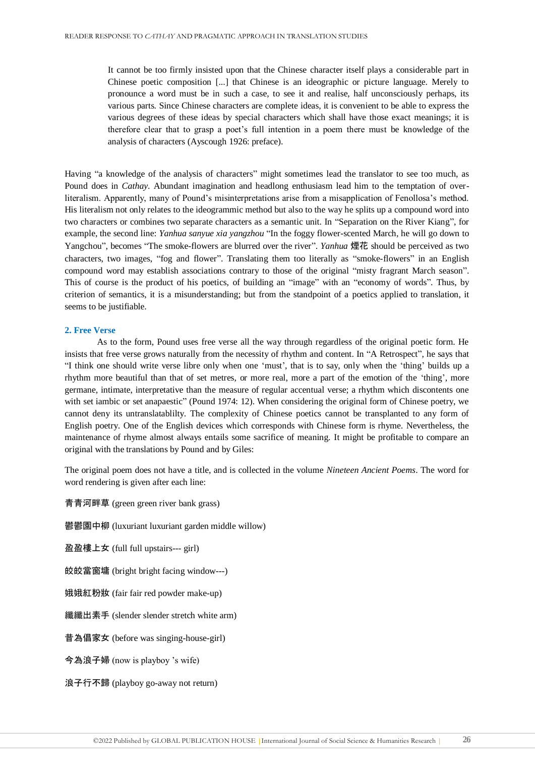> It cannot be too firmly insisted upon that the Chinese character itself plays a considerable part in Chinese poetic composition [...] that Chinese is an ideographic or picture language. Merely to pronounce a word must be in such a case, to see it and realise, half unconsciously perhaps, its various parts. Since Chinese characters are complete ideas, it is convenient to be able to express the various degrees of these ideas by special characters which shall have those exact meanings; it is therefore clear that to grasp a poet's full intention in a poem there must be knowledge of the analysis of characters (Ayscough 1926: preface).

Having "a knowledge of the analysis of characters" might sometimes lead the translator to see too much, as Pound does in *Cathay*. Abundant imagination and headlong enthusiasm lead him to the temptation of over-literalism. Apparently, many of Pound's misinterpretations arise from a misapplication of Fenollosa's method. His literalism not only relates to the ideogrammic method but also to the way he splits up a compound word into two characters or combines two separate characters as a semantic unit. In "Separation on the River Kiang", for example, the second line: *Yanhua sanyue xia yangzhou* "In the foggy flower-scented March, he will go down to Yangchou", becomes "The smoke-flowers are blurred over the river". *Yanhua* 煙花 should be perceived as two characters, two images, "fog and flower". Translating them too literally as "smoke-flowers" in an English compound word may establish associations contrary to those of the original "misty fragrant March season". This of course is the product of his poetics, of building an "image" with an "economy of words". Thus, by criterion of semantics, it is a misunderstanding; but from the standpoint of a poetics applied to translation, it seems to be justifiable.

#### 2. Free Verse

As to the form, Pound uses free verse all the way through regardless of the original poetic form. He insists that free verse grows naturally from the necessity of rhythm and content. In "A Retrospect", he says that "I think one should write verse libre only when one 'must', that is to say, only when the 'thing' builds up a rhythm more beautiful than that of set metres, or more real, more a part of the emotion of the 'thing', more germane, intimate, interpretative than the measure of regular accentual verse; a rhythm which discontents one with set iambic or set anapaestic" (Pound 1974: 12). When considering the original form of Chinese poetry, we cannot deny its untranslatablilty. The complexity of Chinese poetics cannot be transplanted to any form of English poetry. One of the English devices which corresponds with Chinese form is rhyme. Nevertheless, the maintenance of rhyme almost always entails some sacrifice of meaning. It might be profitable to compare an original with the translations by Pound and by Giles:

The original poem does not have a title, and is collected in the volume *Nineteen Ancient Poems*. The word for word rendering is given after each line:

青青河畔草 (green green river bank grass)

鬱鬱園中柳 (luxuriant luxuriant garden middle willow)

盈盈樓上女 (full full upstairs--- girl)

皎皎當窗牖 (bright bright facing window---)

娥娥紅粉妝 (fair fair red powder make-up)

纖纖出素手 (slender slender stretch white arm)

昔為倡家女 (before was singing-house-girl)

今為浪子婦 (now is playboy 's wife)

浪子行不歸 (playboy go-away not return)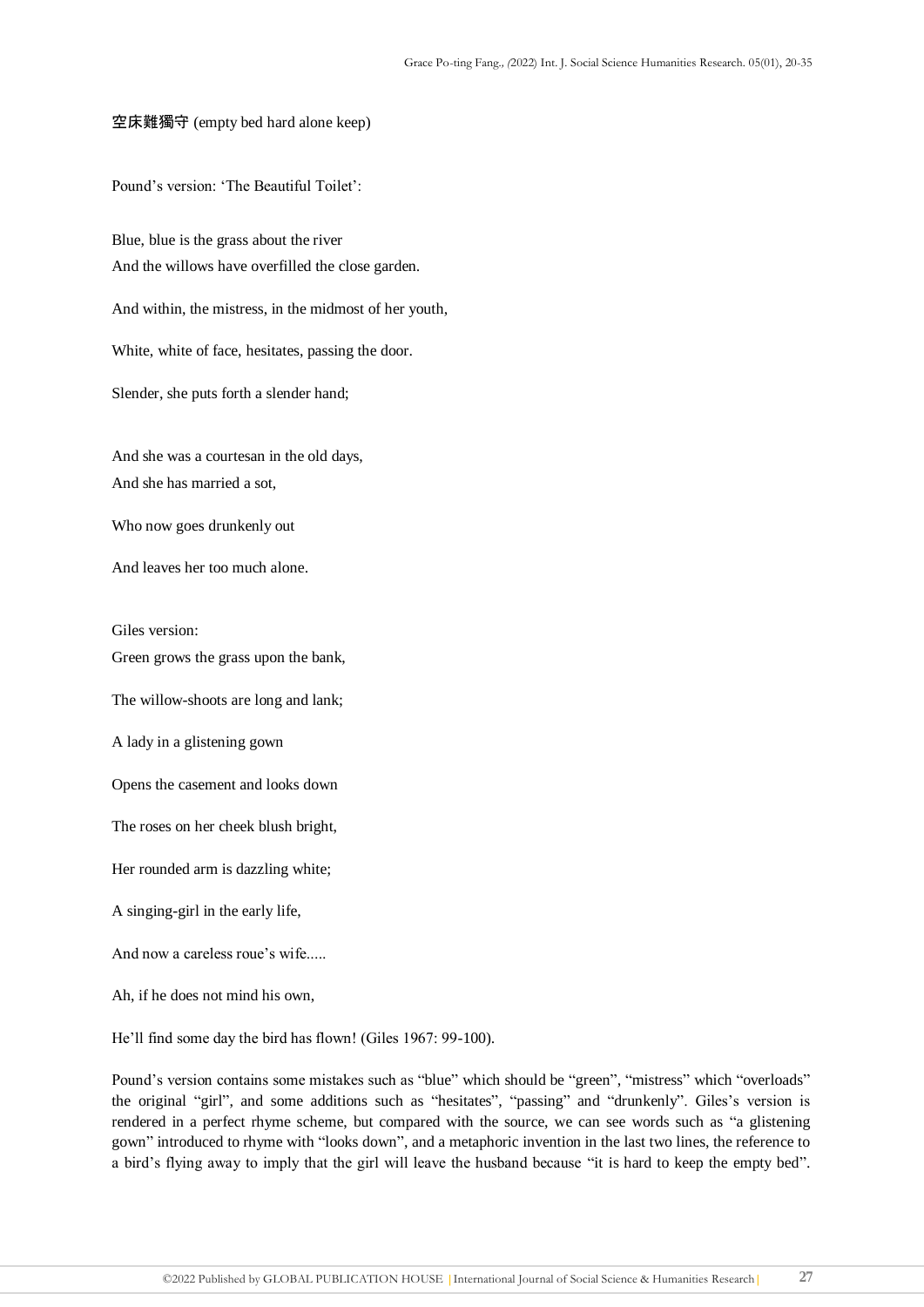空床難獨守 (empty bed hard alone keep)

Pound's version: 'The Beautiful Toilet':

Blue, blue is the grass about the river  
And the willows have overfilled the close garden.

And within, the mistress, in the midmost of her youth,

White, white of face, hesitates, passing the door.

Slender, she puts forth a slender hand;

And she was a courtesan in the old days,  
And she has married a sot,

Who now goes drunkenly out

And leaves her too much alone.

Giles version:  
Green grows the grass upon the bank,

The willow-shoots are long and lank;

A lady in a glistening gown

Opens the casement and looks down

The roses on her cheek blush bright,

Her rounded arm is dazzling white;

A singing-girl in the early life,

And now a careless roue's wife.....

Ah, if he does not mind his own,

He'll find some day the bird has flown! (Giles 1967: 99-100).

Pound's version contains some mistakes such as "blue" which should be "green", "mistress" which "overloads" the original "girl", and some additions such as "hesitates", "passing" and "drunkenly". Giles's version is rendered in a perfect rhyme scheme, but compared with the source, we can see words such as "a glistening gown" introduced to rhyme with "looks down", and a metaphoric invention in the last two lines, the reference to a bird's flying away to imply that the girl will leave the husband because "it is hard to keep the empty bed".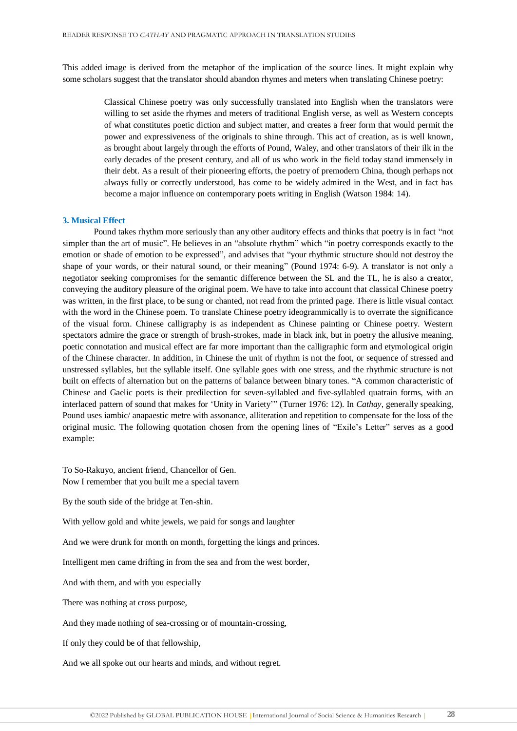This added image is derived from the metaphor of the implication of the source lines. It might explain why some scholars suggest that the translator should abandon rhymes and meters when translating Chinese poetry:

> Classical Chinese poetry was only successfully translated into English when the translators were willing to set aside the rhymes and meters of traditional English verse, as well as Western concepts of what constitutes poetic diction and subject matter, and creates a freer form that would permit the power and expressiveness of the originals to shine through. This act of creation, as is well known, as brought about largely through the efforts of Pound, Waley, and other translators of their ilk in the early decades of the present century, and all of us who work in the field today stand immensely in their debt. As a result of their pioneering efforts, the poetry of premodern China, though perhaps not always fully or correctly understood, has come to be widely admired in the West, and in fact has become a major influence on contemporary poets writing in English (Watson 1984: 14).

### 3. Musical Effect

Pound takes rhythm more seriously than any other auditory effects and thinks that poetry is in fact "not simpler than the art of music". He believes in an "absolute rhythm" which "in poetry corresponds exactly to the emotion or shade of emotion to be expressed", and advises that "your rhythmic structure should not destroy the shape of your words, or their natural sound, or their meaning" (Pound 1974: 6-9). A translator is not only a negotiator seeking compromises for the semantic difference between the SL and the TL, he is also a creator, conveying the auditory pleasure of the original poem. We have to take into account that classical Chinese poetry was written, in the first place, to be sung or chanted, not read from the printed page. There is little visual contact with the word in the Chinese poem. To translate Chinese poetry ideogrammically is to overrate the significance of the visual form. Chinese calligraphy is as independent as Chinese painting or Chinese poetry. Western spectators admire the grace or strength of brush-strokes, made in black ink, but in poetry the allusive meaning, poetic connotation and musical effect are far more important than the calligraphic form and etymological origin of the Chinese character. In addition, in Chinese the unit of rhythm is not the foot, or sequence of stressed and unstressed syllables, but the syllable itself. One syllable goes with one stress, and the rhythmic structure is not built on effects of alternation but on the patterns of balance between binary tones. "A common characteristic of Chinese and Gaelic poets is their predilection for seven-syllabled and five-syllabled quatrain forms, with an interlaced pattern of sound that makes for 'Unity in Variety'" (Turner 1976: 12). In *Cathay*, generally speaking, Pound uses iambic/ anapaestic metre with assonance, alliteration and repetition to compensate for the loss of the original music. The following quotation chosen from the opening lines of "Exile's Letter" serves as a good example:

To So-Rakuyo, ancient friend, Chancellor of Gen.
Now I remember that you built me a special tavern

By the south side of the bridge at Ten-shin.

With yellow gold and white jewels, we paid for songs and laughter

And we were drunk for month on month, forgetting the kings and princes.

Intelligent men came drifting in from the sea and from the west border,

And with them, and with you especially

There was nothing at cross purpose,

And they made nothing of sea-crossing or of mountain-crossing,

If only they could be of that fellowship,

And we all spoke out our hearts and minds, and without regret.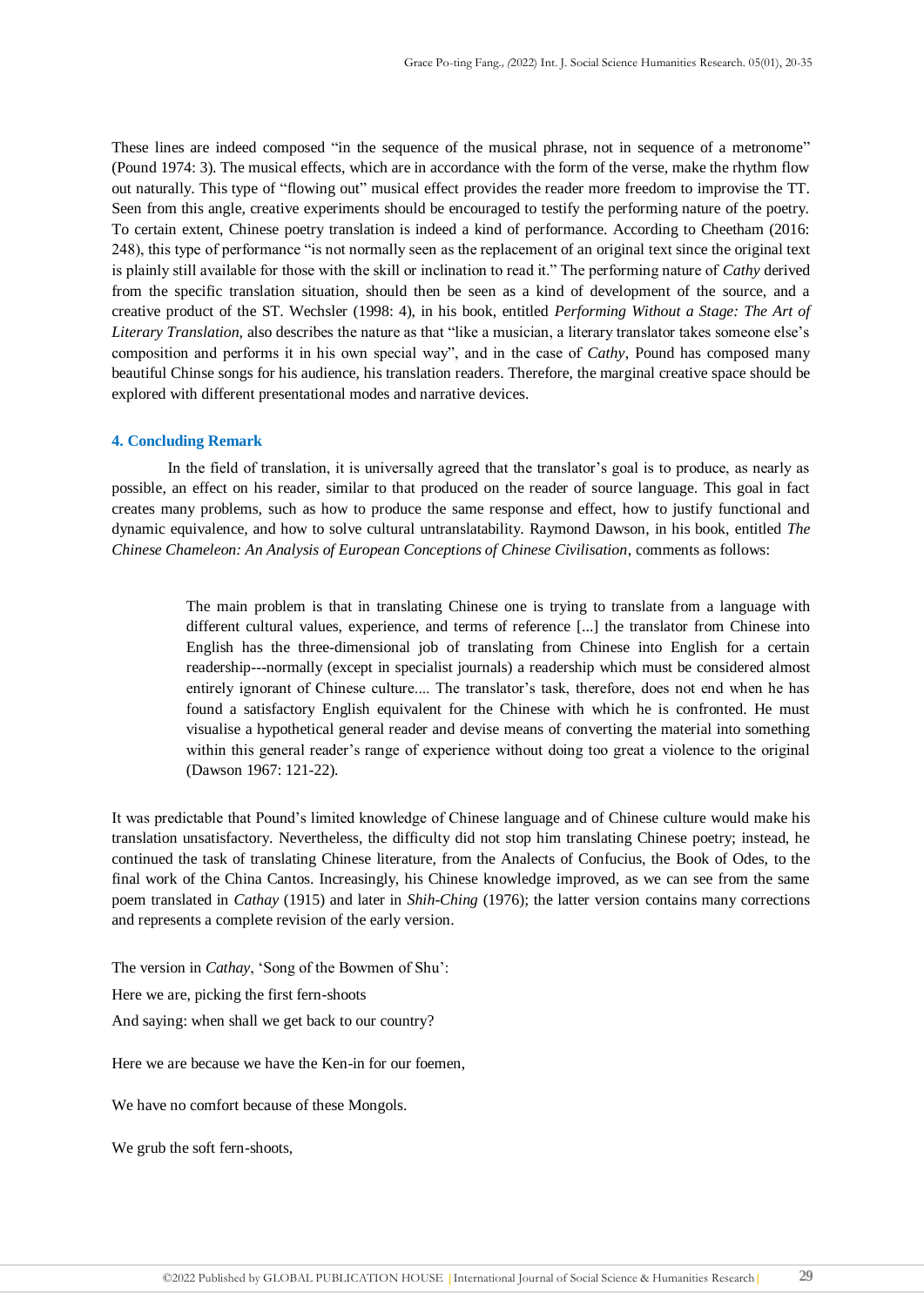These lines are indeed composed "in the sequence of the musical phrase, not in sequence of a metronome" (Pound 1974: 3). The musical effects, which are in accordance with the form of the verse, make the rhythm flow out naturally. This type of "flowing out" musical effect provides the reader more freedom to improvise the TT. Seen from this angle, creative experiments should be encouraged to testify the performing nature of the poetry. To certain extent, Chinese poetry translation is indeed a kind of performance. According to Cheetham (2016: 248), this type of performance "is not normally seen as the replacement of an original text since the original text is plainly still available for those with the skill or inclination to read it." The performing nature of *Cathy* derived from the specific translation situation, should then be seen as a kind of development of the source, and a creative product of the ST. Wechsler (1998: 4), in his book, entitled *Performing Without a Stage: The Art of Literary Translation*, also describes the nature as that "like a musician, a literary translator takes someone else's composition and performs it in his own special way", and in the case of *Cathy*, Pound has composed many beautiful Chinse songs for his audience, his translation readers. Therefore, the marginal creative space should be explored with different presentational modes and narrative devices.

## 4. Concluding Remark

In the field of translation, it is universally agreed that the translator's goal is to produce, as nearly as possible, an effect on his reader, similar to that produced on the reader of source language. This goal in fact creates many problems, such as how to produce the same response and effect, how to justify functional and dynamic equivalence, and how to solve cultural untranslatability. Raymond Dawson, in his book, entitled *The Chinese Chameleon: An Analysis of European Conceptions of Chinese Civilisation*, comments as follows:

> The main problem is that in translating Chinese one is trying to translate from a language with different cultural values, experience, and terms of reference [...] the translator from Chinese into English has the three-dimensional job of translating from Chinese into English for a certain readership---normally (except in specialist journals) a readership which must be considered almost entirely ignorant of Chinese culture.... The translator's task, therefore, does not end when he has found a satisfactory English equivalent for the Chinese with which he is confronted. He must visualise a hypothetical general reader and devise means of converting the material into something within this general reader's range of experience without doing too great a violence to the original (Dawson 1967: 121-22).

It was predictable that Pound's limited knowledge of Chinese language and of Chinese culture would make his translation unsatisfactory. Nevertheless, the difficulty did not stop him translating Chinese poetry; instead, he continued the task of translating Chinese literature, from the Analects of Confucius, the Book of Odes, to the final work of the China Cantos. Increasingly, his Chinese knowledge improved, as we can see from the same poem translated in *Cathay* (1915) and later in *Shih-Ching* (1976); the latter version contains many corrections and represents a complete revision of the early version.

The version in *Cathay*, 'Song of the Bowmen of Shu':

Here we are, picking the first fern-shoots

And saying: when shall we get back to our country?

Here we are because we have the Ken-in for our foemen,

We have no comfort because of these Mongols.

We grub the soft fern-shoots,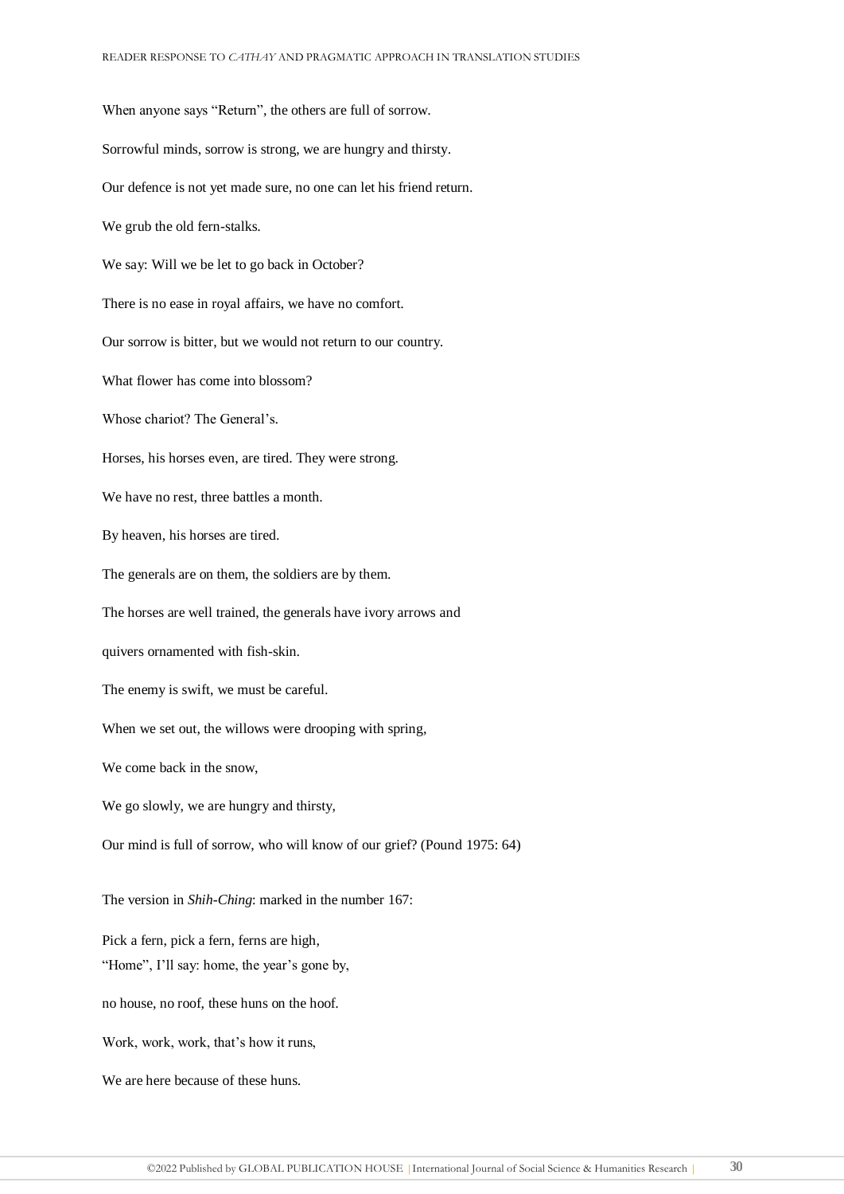When anyone says “Return”, the others are full of sorrow.

Sorrowful minds, sorrow is strong, we are hungry and thirsty.

Our defence is not yet made sure, no one can let his friend return.

We grub the old fern-stalks.

We say: Will we be let to go back in October?

There is no ease in royal affairs, we have no comfort.

Our sorrow is bitter, but we would not return to our country.

What flower has come into blossom?

Whose chariot? The General’s.

Horses, his horses even, are tired. They were strong.

We have no rest, three battles a month.

By heaven, his horses are tired.

The generals are on them, the soldiers are by them.

The horses are well trained, the generals have ivory arrows and

quivers ornamented with fish-skin.

The enemy is swift, we must be careful.

When we set out, the willows were drooping with spring,

We come back in the snow,

We go slowly, we are hungry and thirsty,

Our mind is full of sorrow, who will know of our grief? (Pound 1975: 64)

The version in *Shih-Ching*: marked in the number 167:

Pick a fern, pick a fern, ferns are high,
“Home”, I’ll say: home, the year’s gone by,

no house, no roof, these huns on the hoof.

Work, work, work, that’s how it runs,

We are here because of these huns.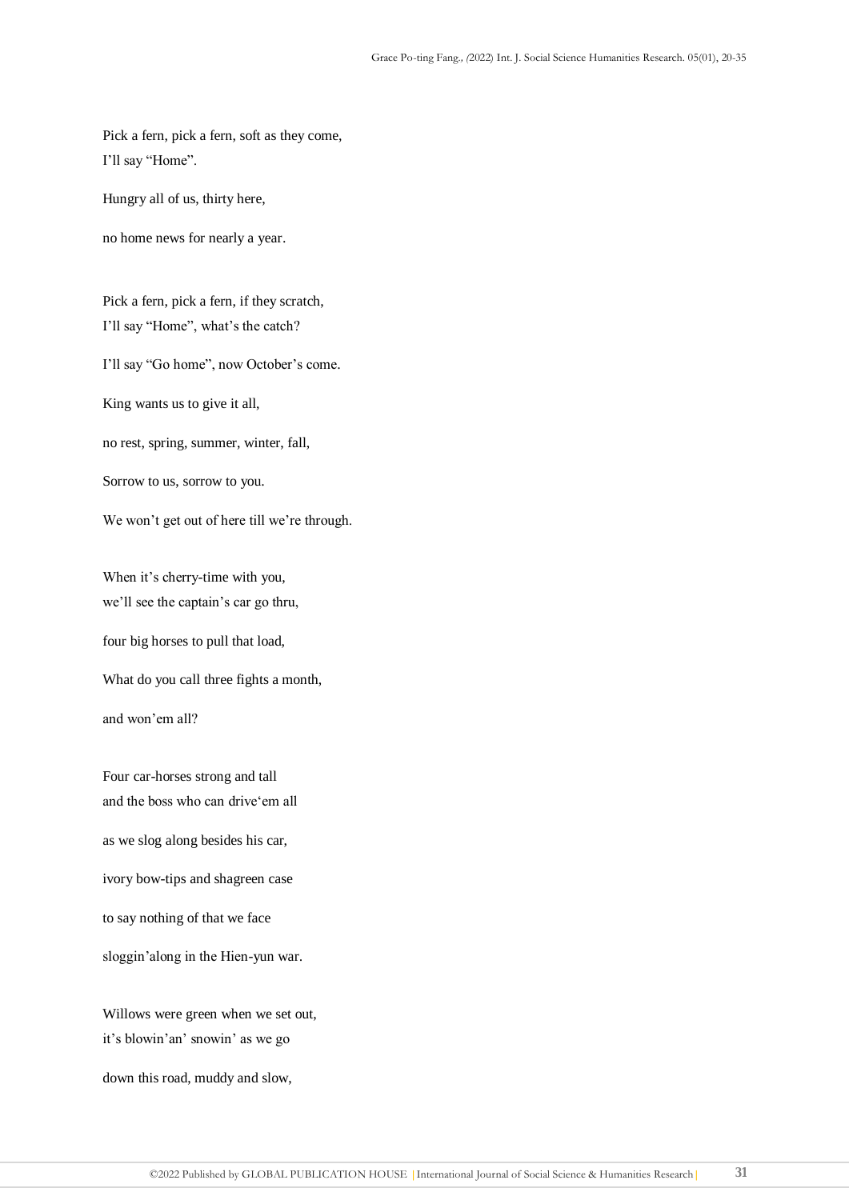Pick a fern, pick a fern, soft as they come,
I'll say "Home".

Hungry all of us, thirty here,

no home news for nearly a year.

Pick a fern, pick a fern, if they scratch,
I'll say "Home", what's the catch?

I'll say "Go home", now October's come.

King wants us to give it all,

no rest, spring, summer, winter, fall,

Sorrow to us, sorrow to you.

We won't get out of here till we're through.

When it's cherry-time with you,
we'll see the captain's car go thru,

four big horses to pull that load,

What do you call three fights a month,

and won'em all?

Four car-horses strong and tall
and the boss who can drive'em all

as we slog along besides his car,

ivory bow-tips and shagreen case

to say nothing of that we face

sloggin'along in the Hien-yun war.

Willows were green when we set out,
it's blowin'an' snowin' as we go

down this road, muddy and slow,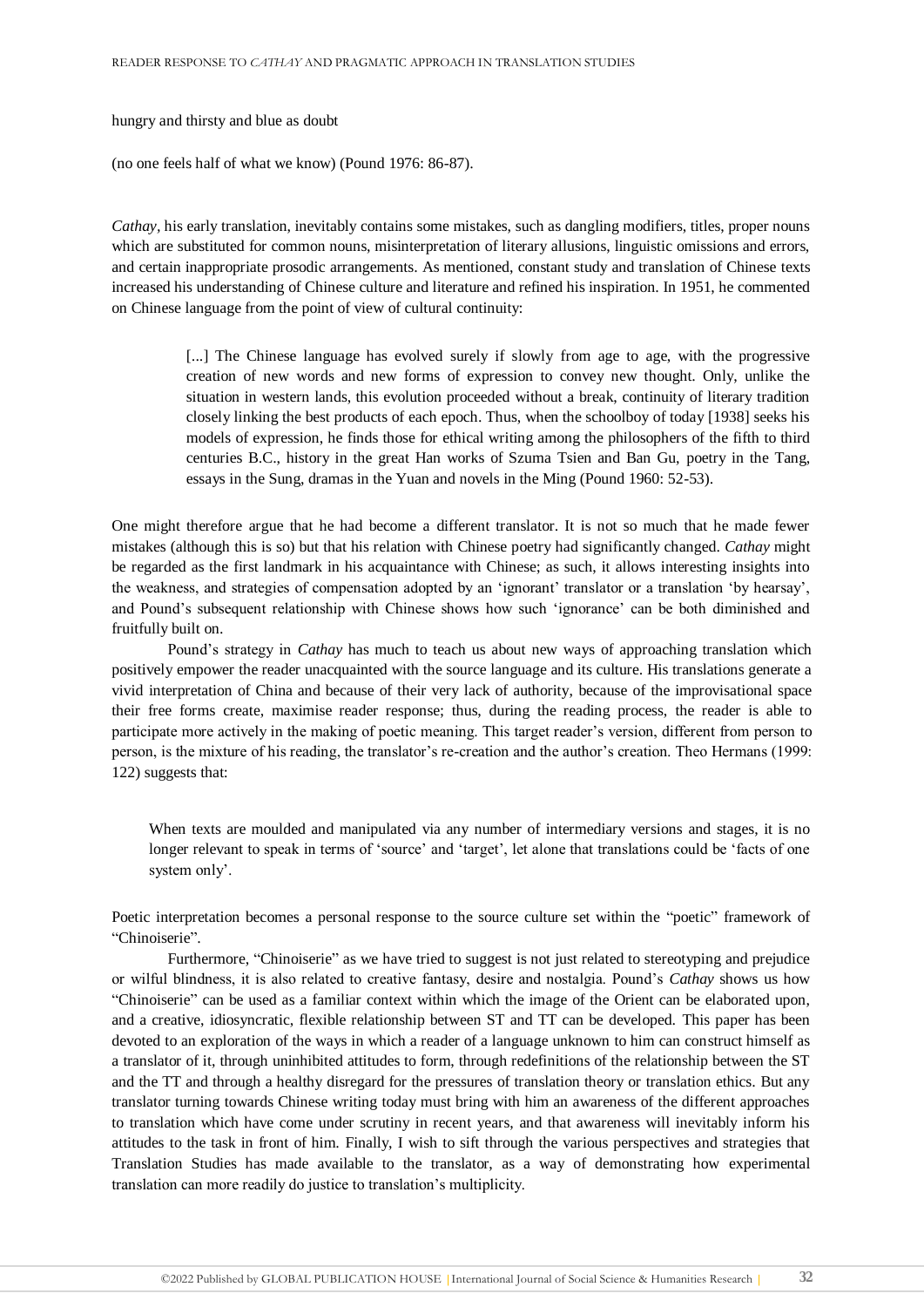hungry and thirsty and blue as doubt

(no one feels half of what we know) (Pound 1976: 86-87).

*Cathay*, his early translation, inevitably contains some mistakes, such as dangling modifiers, titles, proper nouns which are substituted for common nouns, misinterpretation of literary allusions, linguistic omissions and errors, and certain inappropriate prosodic arrangements. As mentioned, constant study and translation of Chinese texts increased his understanding of Chinese culture and literature and refined his inspiration. In 1951, he commented on Chinese language from the point of view of cultural continuity:

> [...] The Chinese language has evolved surely if slowly from age to age, with the progressive creation of new words and new forms of expression to convey new thought. Only, unlike the situation in western lands, this evolution proceeded without a break, continuity of literary tradition closely linking the best products of each epoch. Thus, when the schoolboy of today [1938] seeks his models of expression, he finds those for ethical writing among the philosophers of the fifth to third centuries B.C., history in the great Han works of Szuma Tsien and Ban Gu, poetry in the Tang, essays in the Sung, dramas in the Yuan and novels in the Ming (Pound 1960: 52-53).

One might therefore argue that he had become a different translator. It is not so much that he made fewer mistakes (although this is so) but that his relation with Chinese poetry had significantly changed. *Cathay* might be regarded as the first landmark in his acquaintance with Chinese; as such, it allows interesting insights into the weakness, and strategies of compensation adopted by an 'ignorant' translator or a translation 'by hearsay', and Pound's subsequent relationship with Chinese shows how such 'ignorance' can be both diminished and fruitfully built on.

Pound's strategy in *Cathay* has much to teach us about new ways of approaching translation which positively empower the reader unacquainted with the source language and its culture. His translations generate a vivid interpretation of China and because of their very lack of authority, because of the improvisational space their free forms create, maximise reader response; thus, during the reading process, the reader is able to participate more actively in the making of poetic meaning. This target reader's version, different from person to person, is the mixture of his reading, the translator's re-creation and the author's creation. Theo Hermans (1999: 122) suggests that:

> When texts are moulded and manipulated via any number of intermediary versions and stages, it is no longer relevant to speak in terms of 'source' and 'target', let alone that translations could be 'facts of one system only'.

Poetic interpretation becomes a personal response to the source culture set within the "poetic" framework of "Chinoiserie".

Furthermore, "Chinoiserie" as we have tried to suggest is not just related to stereotyping and prejudice or wilful blindness, it is also related to creative fantasy, desire and nostalgia. Pound's *Cathay* shows us how "Chinoiserie" can be used as a familiar context within which the image of the Orient can be elaborated upon, and a creative, idiosyncratic, flexible relationship between ST and TT can be developed. This paper has been devoted to an exploration of the ways in which a reader of a language unknown to him can construct himself as a translator of it, through uninhibited attitudes to form, through redefinitions of the relationship between the ST and the TT and through a healthy disregard for the pressures of translation theory or translation ethics. But any translator turning towards Chinese writing today must bring with him an awareness of the different approaches to translation which have come under scrutiny in recent years, and that awareness will inevitably inform his attitudes to the task in front of him. Finally, I wish to sift through the various perspectives and strategies that Translation Studies has made available to the translator, as a way of demonstrating how experimental translation can more readily do justice to translation's multiplicity.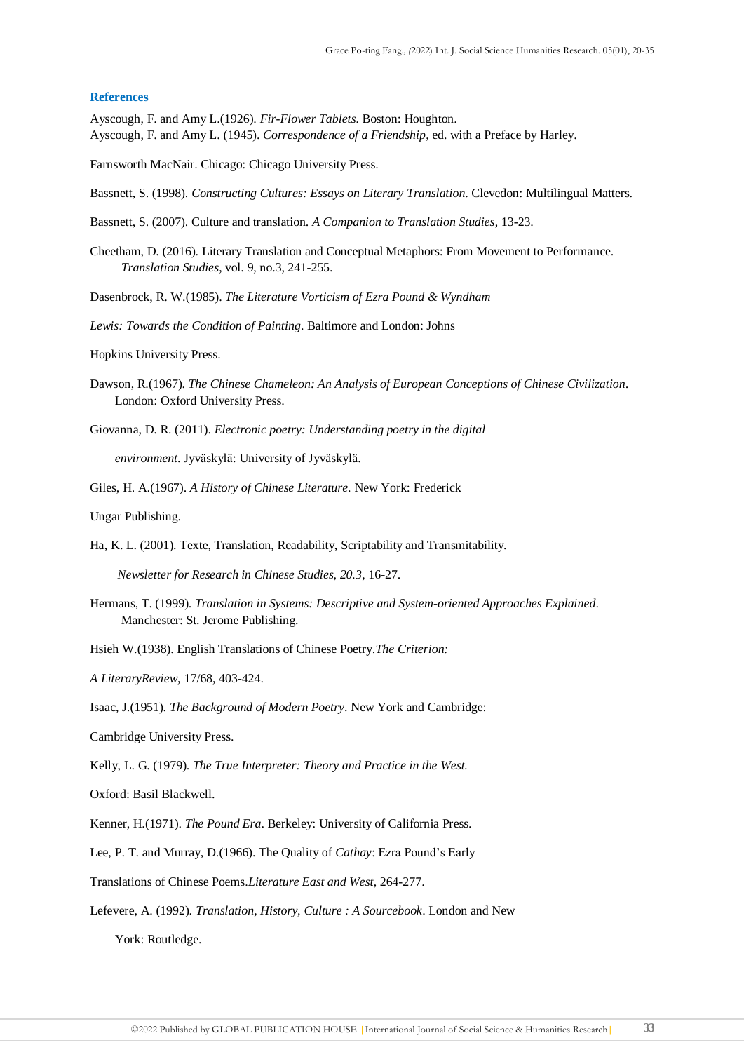## References

Ayscough, F. and Amy L.(1926). *Fir-Flower Tablets*. Boston: Houghton.
Ayscough, F. and Amy L. (1945). *Correspondence of a Friendship*, ed. with a Preface by Harley.

Farnsworth MacNair. Chicago: Chicago University Press.

Bassnett, S. (1998). *Constructing Cultures: Essays on Literary Translation*. Clevedon: Multilingual Matters.

Bassnett, S. (2007). Culture and translation. *A Companion to Translation Studies*, 13-23.

Cheetham, D. (2016). Literary Translation and Conceptual Metaphors: From Movement to Performance. *Translation Studies*, vol. 9, no.3, 241-255.

Dasenbrock, R. W.(1985). *The Literature Vorticism of Ezra Pound & Wyndham*

*Lewis: Towards the Condition of Painting*. Baltimore and London: Johns

Hopkins University Press.

Dawson, R.(1967). *The Chinese Chameleon: An Analysis of European Conceptions of Chinese Civilization*. London: Oxford University Press.

Giovanna, D. R. (2011). *Electronic poetry: Understanding poetry in the digital*

*environment*. Jyväskylä: University of Jyväskylä.

Giles, H. A.(1967). *A History of Chinese Literature*. New York: Frederick

Ungar Publishing.

Ha, K. L. (2001). Texte, Translation, Readability, Scriptability and Transmitability.

*Newsletter for Research in Chinese Studies, 20.3*, 16-27.

Hermans, T. (1999). *Translation in Systems: Descriptive and System-oriented Approaches Explained*. Manchester: St. Jerome Publishing.

Hsieh W.(1938). English Translations of Chinese Poetry.*The Criterion:*

*A LiteraryReview*, 17/68, 403-424.

Isaac, J.(1951). *The Background of Modern Poetry*. New York and Cambridge:

Cambridge University Press.

Kelly, L. G. (1979). *The True Interpreter: Theory and Practice in the West.*

Oxford: Basil Blackwell.

Kenner, H.(1971). *The Pound Era*. Berkeley: University of California Press.

Lee, P. T. and Murray, D.(1966). The Quality of *Cathay*: Ezra Pound's Early

Translations of Chinese Poems.*Literature East and West*, 264-277.

Lefevere, A. (1992). *Translation, History, Culture : A Sourcebook*. London and New

York: Routledge.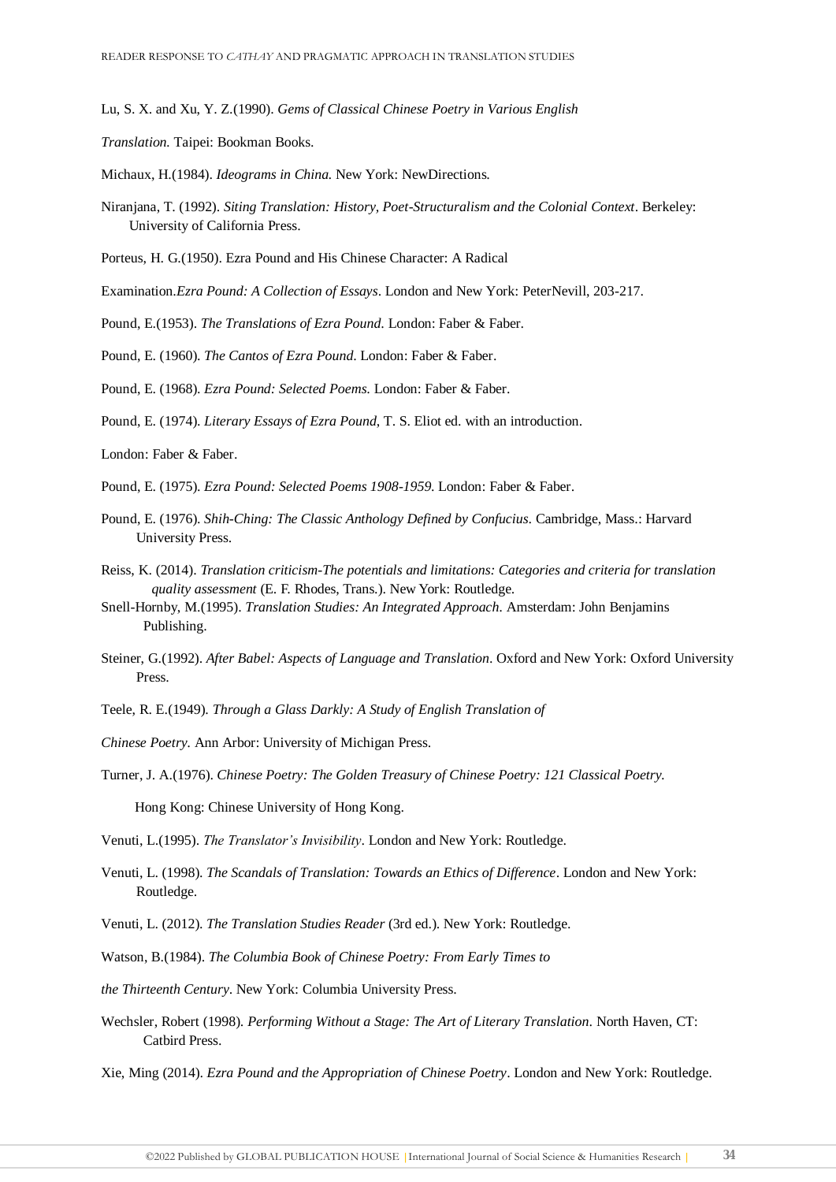Lu, S. X. and Xu, Y. Z.(1990). *Gems of Classical Chinese Poetry in Various English Translation.* Taipei: Bookman Books.

Michaux, H.(1984). *Ideograms in China.* New York: NewDirections.

Niranjana, T. (1992). *Siting Translation: History, Poet-Structuralism and the Colonial Context*. Berkeley: University of California Press.

Porteus, H. G.(1950). Ezra Pound and His Chinese Character: A Radical Examination.*Ezra Pound: A Collection of Essays*. London and New York: PeterNevill, 203-217.

Pound, E.(1953). *The Translations of Ezra Pound*. London: Faber & Faber.

Pound, E. (1960). *The Cantos of Ezra Pound*. London: Faber & Faber.

Pound, E. (1968). *Ezra Pound: Selected Poems.* London: Faber & Faber.

Pound, E. (1974). *Literary Essays of Ezra Pound*, T. S. Eliot ed. with an introduction. London: Faber & Faber.

Pound, E. (1975). *Ezra Pound: Selected Poems 1908-1959*. London: Faber & Faber.

Pound, E. (1976). *Shih-Ching: The Classic Anthology Defined by Confucius*. Cambridge, Mass.: Harvard University Press.

Reiss, K. (2014). *Translation criticism-The potentials and limitations: Categories and criteria for translation quality assessment* (E. F. Rhodes, Trans.). New York: Routledge.

Snell-Hornby, M.(1995). *Translation Studies: An Integrated Approach.* Amsterdam: John Benjamins Publishing.

Steiner, G.(1992). *After Babel: Aspects of Language and Translation*. Oxford and New York: Oxford University Press.

Teele, R. E.(1949). *Through a Glass Darkly: A Study of English Translation of Chinese Poetry.* Ann Arbor: University of Michigan Press.

Turner, J. A.(1976). *Chinese Poetry: The Golden Treasury of Chinese Poetry: 121 Classical Poetry.* Hong Kong: Chinese University of Hong Kong.

Venuti, L.(1995). *The Translator's Invisibility*. London and New York: Routledge.

Venuti, L. (1998). *The Scandals of Translation: Towards an Ethics of Difference*. London and New York: Routledge.

Venuti, L. (2012). *The Translation Studies Reader* (3rd ed.). New York: Routledge.

Watson, B.(1984). *The Columbia Book of Chinese Poetry: From Early Times to the Thirteenth Century*. New York: Columbia University Press.

Wechsler, Robert (1998). *Performing Without a Stage: The Art of Literary Translation*. North Haven, CT: Catbird Press.

Xie, Ming (2014). *Ezra Pound and the Appropriation of Chinese Poetry*. London and New York: Routledge.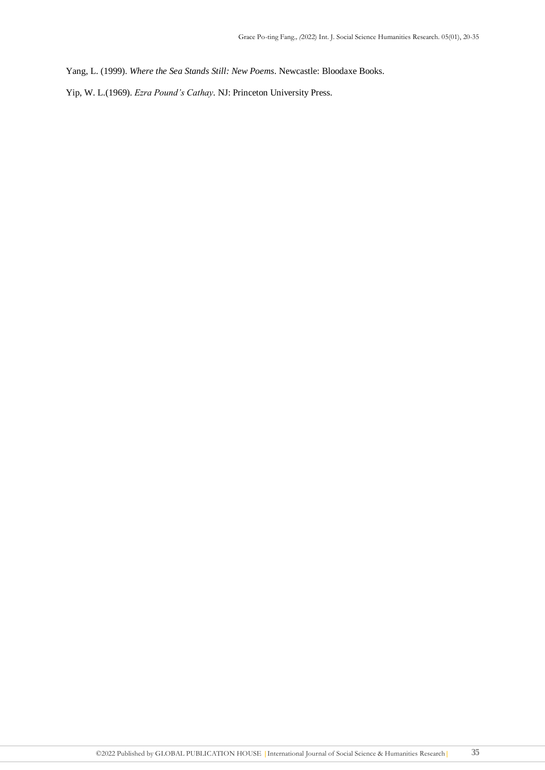Yang, L. (1999). *Where the Sea Stands Still: New Poems*. Newcastle: Bloodaxe Books.

Yip, W. L.(1969). *Ezra Pound's Cathay*. NJ: Princeton University Press.